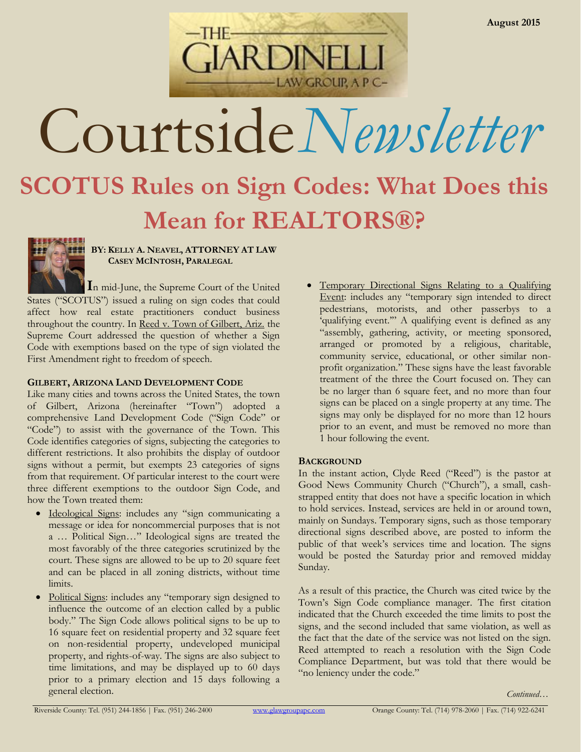August 2015

THE GIARDINELLI LAW GROUP, A P C

# Courtside *Newsletter*

# SCOTUS Rules on Sign Codes: What Does this Mean for REALTORS®?

**BY: KELLY A. NEAVEL, ATTORNEY AT LAW**
**CASEY MCINTOSH, PARALEGAL**

**I**n mid-June, the Supreme Court of the United States ("SCOTUS") issued a ruling on sign codes that could affect how real estate practitioners conduct business throughout the country. In Reed v. Town of Gilbert, Ariz. the Supreme Court addressed the question of whether a Sign Code with exemptions based on the type of sign violated the First Amendment right to freedom of speech.

### GILBERT, ARIZONA LAND DEVELOPMENT CODE

Like many cities and towns across the United States, the town of Gilbert, Arizona (hereinafter "Town") adopted a comprehensive Land Development Code ("Sign Code" or "Code") to assist with the governance of the Town. This Code identifies categories of signs, subjecting the categories to different restrictions. It also prohibits the display of outdoor signs without a permit, but exempts 23 categories of signs from that requirement. Of particular interest to the court were three different exemptions to the outdoor Sign Code, and how the Town treated them:

- Ideological Signs: includes any "sign communicating a message or idea for noncommercial purposes that is not a … Political Sign…" Ideological signs are treated the most favorably of the three categories scrutinized by the court. These signs are allowed to be up to 20 square feet and can be placed in all zoning districts, without time limits.
- Political Signs: includes any "temporary sign designed to influence the outcome of an election called by a public body." The Sign Code allows political signs to be up to 16 square feet on residential property and 32 square feet on non-residential property, undeveloped municipal property, and rights-of-way. The signs are also subject to time limitations, and may be displayed up to 60 days prior to a primary election and 15 days following a general election.
- Temporary Directional Signs Relating to a Qualifying Event: includes any "temporary sign intended to direct pedestrians, motorists, and other passerbys to a 'qualifying event.'" A qualifying event is defined as any "assembly, gathering, activity, or meeting sponsored, arranged or promoted by a religious, charitable, community service, educational, or other similar non-profit organization." These signs have the least favorable treatment of the three the Court focused on. They can be no larger than 6 square feet, and no more than four signs can be placed on a single property at any time. The signs may only be displayed for no more than 12 hours prior to an event, and must be removed no more than 1 hour following the event.

### BACKGROUND

In the instant action, Clyde Reed ("Reed") is the pastor at Good News Community Church ("Church"), a small, cash-strapped entity that does not have a specific location in which to hold services. Instead, services are held in or around town, mainly on Sundays. Temporary signs, such as those temporary directional signs described above, are posted to inform the public of that week's services time and location. The signs would be posted the Saturday prior and removed midday Sunday.

As a result of this practice, the Church was cited twice by the Town's Sign Code compliance manager. The first citation indicated that the Church exceeded the time limits to post the signs, and the second included that same violation, as well as the fact that the date of the service was not listed on the sign. Reed attempted to reach a resolution with the Sign Code Compliance Department, but was told that there would be "no leniency under the code."

*Continued…*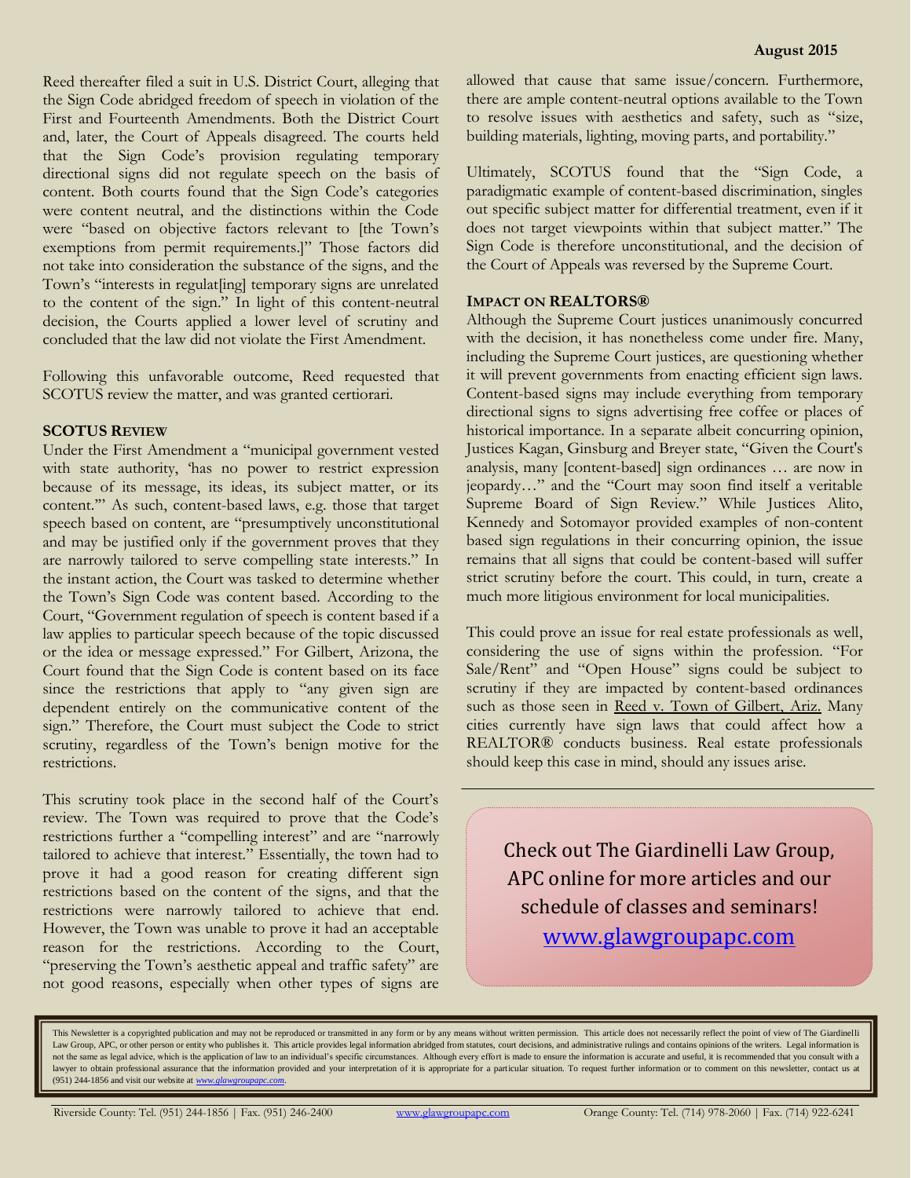Reed thereafter filed a suit in U.S. District Court, alleging that the Sign Code abridged freedom of speech in violation of the First and Fourteenth Amendments. Both the District Court and, later, the Court of Appeals disagreed. The courts held that the Sign Code's provision regulating temporary directional signs did not regulate speech on the basis of content. Both courts found that the Sign Code's categories were content neutral, and the distinctions within the Code were "based on objective factors relevant to [the Town's exemptions from permit requirements.]" Those factors did not take into consideration the substance of the signs, and the Town's "interests in regulat[ing] temporary signs are unrelated to the content of the sign." In light of this content-neutral decision, the Courts applied a lower level of scrutiny and concluded that the law did not violate the First Amendment.

Following this unfavorable outcome, Reed requested that SCOTUS review the matter, and was granted certiorari.

**SCOTUS REVIEW**

Under the First Amendment a "municipal government vested with state authority, 'has no power to restrict expression because of its message, its ideas, its subject matter, or its content.'" As such, content-based laws, e.g. those that target speech based on content, are "presumptively unconstitutional and may be justified only if the government proves that they are narrowly tailored to serve compelling state interests." In the instant action, the Court was tasked to determine whether the Town's Sign Code was content based. According to the Court, "Government regulation of speech is content based if a law applies to particular speech because of the topic discussed or the idea or message expressed." For Gilbert, Arizona, the Court found that the Sign Code is content based on its face since the restrictions that apply to "any given sign are dependent entirely on the communicative content of the sign." Therefore, the Court must subject the Code to strict scrutiny, regardless of the Town's benign motive for the restrictions.

This scrutiny took place in the second half of the Court's review. The Town was required to prove that the Code's restrictions further a "compelling interest" and are "narrowly tailored to achieve that interest." Essentially, the town had to prove it had a good reason for creating different sign restrictions based on the content of the signs, and that the restrictions were narrowly tailored to achieve that end. However, the Town was unable to prove it had an acceptable reason for the restrictions. According to the Court, "preserving the Town's aesthetic appeal and traffic safety" are not good reasons, especially when other types of signs are allowed that cause that same issue/concern. Furthermore, there are ample content-neutral options available to the Town to resolve issues with aesthetics and safety, such as "size, building materials, lighting, moving parts, and portability."

Ultimately, SCOTUS found that the "Sign Code, a paradigmatic example of content-based discrimination, singles out specific subject matter for differential treatment, even if it does not target viewpoints within that subject matter." The Sign Code is therefore unconstitutional, and the decision of the Court of Appeals was reversed by the Supreme Court.

**IMPACT ON REALTORS®**

Although the Supreme Court justices unanimously concurred with the decision, it has nonetheless come under fire. Many, including the Supreme Court justices, are questioning whether it will prevent governments from enacting efficient sign laws. Content-based signs may include everything from temporary directional signs to signs advertising free coffee or places of historical importance. In a separate albeit concurring opinion, Justices Kagan, Ginsburg and Breyer state, "Given the Court's analysis, many [content-based] sign ordinances … are now in jeopardy…" and the "Court may soon find itself a veritable Supreme Board of Sign Review." While Justices Alito, Kennedy and Sotomayor provided examples of non-content based sign regulations in their concurring opinion, the issue remains that all signs that could be content-based will suffer strict scrutiny before the court. This could, in turn, create a much more litigious environment for local municipalities.

This could prove an issue for real estate professionals as well, considering the use of signs within the profession. "For Sale/Rent" and "Open House" signs could be subject to scrutiny if they are impacted by content-based ordinances such as those seen in Reed v. Town of Gilbert, Ariz. Many cities currently have sign laws that could affect how a REALTOR® conducts business. Real estate professionals should keep this case in mind, should any issues arise.

Check out The Giardinelli Law Group, APC online for more articles and our schedule of classes and seminars!
www.glawgroupapc.com

This Newsletter is a copyrighted publication and may not be reproduced or transmitted in any form or by any means without written permission. This article does not necessarily reflect the point of view of The Giardinelli Law Group, APC, or other person or entity who publishes it. This article provides legal information abridged from statutes, court decisions, and administrative rulings and contains opinions of the writers. Legal information is not the same as legal advice, which is the application of law to an individual's specific circumstances. Although every effort is made to ensure the information is accurate and useful, it is recommended that you consult with a lawyer to obtain professional assurance that the information provided and your interpretation of it is appropriate for a particular situation. To request further information or to comment on this newsletter, contact us at (951) 244-1856 and visit our website at *www.glawgroupapc.com*.

Riverside County: Tel. (951) 244-1856 | Fax. (951) 246-2400 www.glawgroupapc.com Orange County: Tel. (714) 978-2060 | Fax. (714) 922-6241